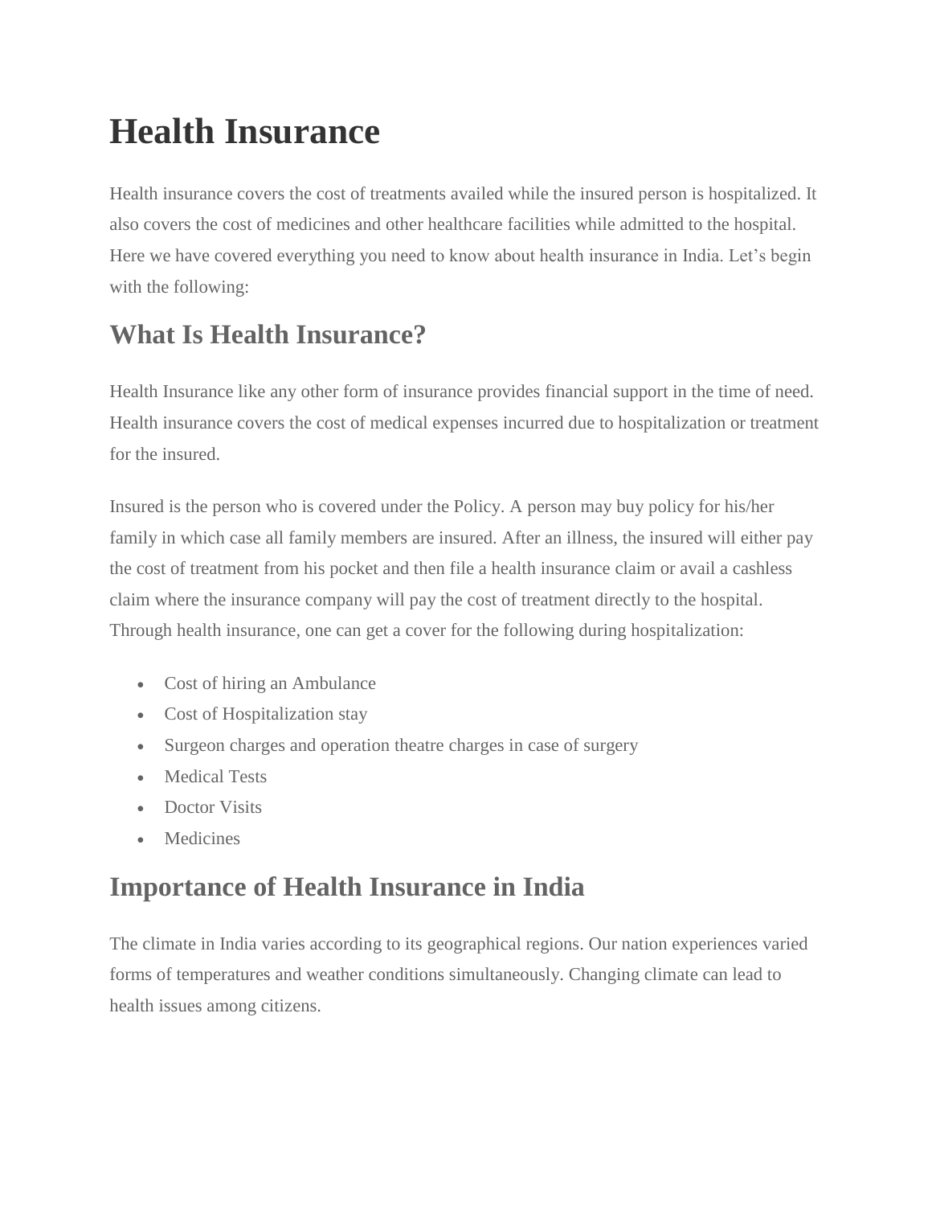# Health Insurance

Health insurance covers the cost of treatments availed while the insured person is hospitalized. It also covers the cost of medicines and other healthcare facilities while admitted to the hospital. Here we have covered everything you need to know about health insurance in India. Let's begin with the following:

## What Is Health Insurance?

Health Insurance like any other form of insurance provides financial support in the time of need. Health insurance covers the cost of medical expenses incurred due to hospitalization or treatment for the insured.

Insured is the person who is covered under the Policy. A person may buy policy for his/her family in which case all family members are insured. After an illness, the insured will either pay the cost of treatment from his pocket and then file a health insurance claim or avail a cashless claim where the insurance company will pay the cost of treatment directly to the hospital. Through health insurance, one can get a cover for the following during hospitalization:

- Cost of hiring an Ambulance
- Cost of Hospitalization stay
- Surgeon charges and operation theatre charges in case of surgery
- Medical Tests
- Doctor Visits
- Medicines

## Importance of Health Insurance in India

The climate in India varies according to its geographical regions. Our nation experiences varied forms of temperatures and weather conditions simultaneously. Changing climate can lead to health issues among citizens.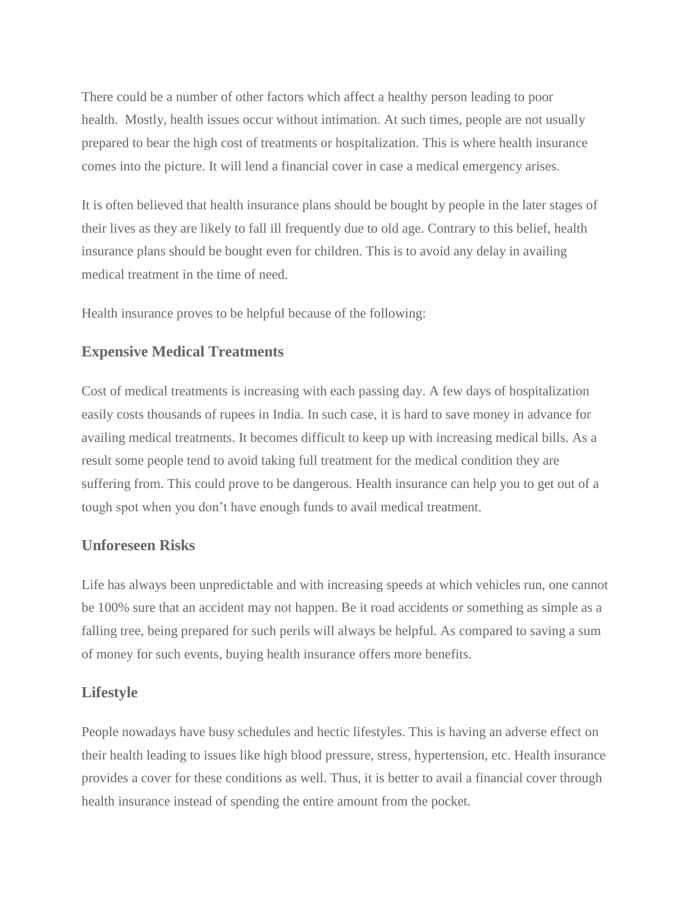There could be a number of other factors which affect a healthy person leading to poor health.  Mostly, health issues occur without intimation. At such times, people are not usually prepared to bear the high cost of treatments or hospitalization. This is where health insurance comes into the picture. It will lend a financial cover in case a medical emergency arises.

It is often believed that health insurance plans should be bought by people in the later stages of their lives as they are likely to fall ill frequently due to old age. Contrary to this belief, health insurance plans should be bought even for children. This is to avoid any delay in availing medical treatment in the time of need.

Health insurance proves to be helpful because of the following:

### Expensive Medical Treatments

Cost of medical treatments is increasing with each passing day. A few days of hospitalization easily costs thousands of rupees in India. In such case, it is hard to save money in advance for availing medical treatments. It becomes difficult to keep up with increasing medical bills. As a result some people tend to avoid taking full treatment for the medical condition they are suffering from. This could prove to be dangerous. Health insurance can help you to get out of a tough spot when you don't have enough funds to avail medical treatment.

### Unforeseen Risks

Life has always been unpredictable and with increasing speeds at which vehicles run, one cannot be 100% sure that an accident may not happen. Be it road accidents or something as simple as a falling tree, being prepared for such perils will always be helpful. As compared to saving a sum of money for such events, buying health insurance offers more benefits.

### Lifestyle

People nowadays have busy schedules and hectic lifestyles. This is having an adverse effect on their health leading to issues like high blood pressure, stress, hypertension, etc. Health insurance provides a cover for these conditions as well. Thus, it is better to avail a financial cover through health insurance instead of spending the entire amount from the pocket.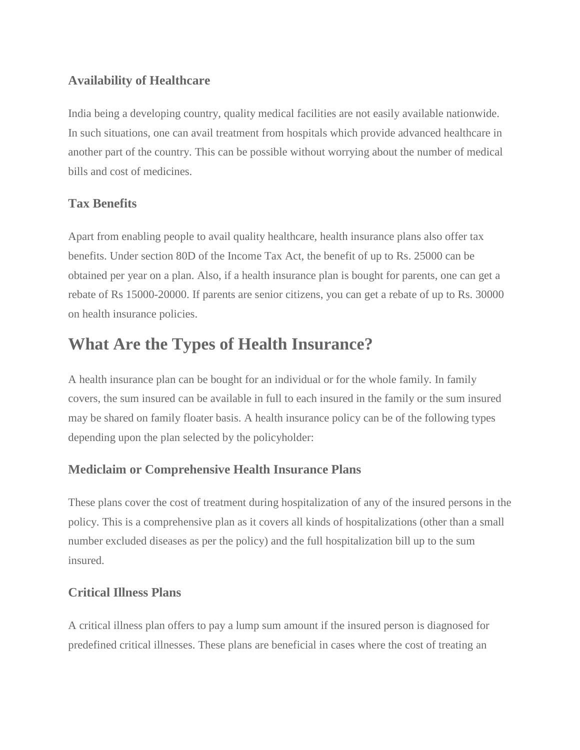### Availability of Healthcare

India being a developing country, quality medical facilities are not easily available nationwide. In such situations, one can avail treatment from hospitals which provide advanced healthcare in another part of the country. This can be possible without worrying about the number of medical bills and cost of medicines.

### Tax Benefits

Apart from enabling people to avail quality healthcare, health insurance plans also offer tax benefits. Under section 80D of the Income Tax Act, the benefit of up to Rs. 25000 can be obtained per year on a plan. Also, if a health insurance plan is bought for parents, one can get a rebate of Rs 15000-20000. If parents are senior citizens, you can get a rebate of up to Rs. 30000 on health insurance policies.

## What Are the Types of Health Insurance?

A health insurance plan can be bought for an individual or for the whole family. In family covers, the sum insured can be available in full to each insured in the family or the sum insured may be shared on family floater basis. A health insurance policy can be of the following types depending upon the plan selected by the policyholder:

### Mediclaim or Comprehensive Health Insurance Plans

These plans cover the cost of treatment during hospitalization of any of the insured persons in the policy. This is a comprehensive plan as it covers all kinds of hospitalizations (other than a small number excluded diseases as per the policy) and the full hospitalization bill up to the sum insured.

### Critical Illness Plans

A critical illness plan offers to pay a lump sum amount if the insured person is diagnosed for predefined critical illnesses. These plans are beneficial in cases where the cost of treating an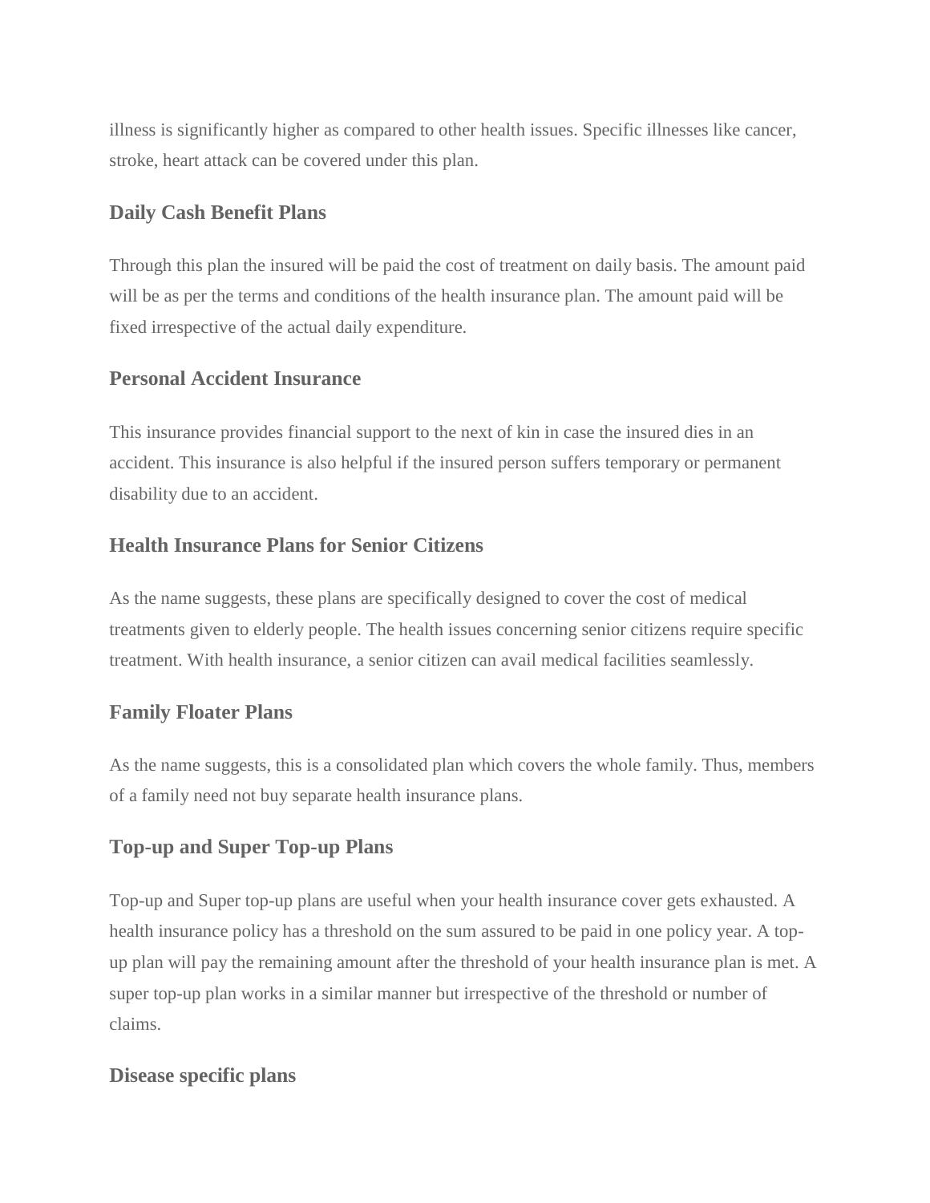illness is significantly higher as compared to other health issues. Specific illnesses like cancer, stroke, heart attack can be covered under this plan.

### Daily Cash Benefit Plans

Through this plan the insured will be paid the cost of treatment on daily basis. The amount paid will be as per the terms and conditions of the health insurance plan. The amount paid will be fixed irrespective of the actual daily expenditure.

### Personal Accident Insurance

This insurance provides financial support to the next of kin in case the insured dies in an accident. This insurance is also helpful if the insured person suffers temporary or permanent disability due to an accident.

### Health Insurance Plans for Senior Citizens

As the name suggests, these plans are specifically designed to cover the cost of medical treatments given to elderly people. The health issues concerning senior citizens require specific treatment. With health insurance, a senior citizen can avail medical facilities seamlessly.

### Family Floater Plans

As the name suggests, this is a consolidated plan which covers the whole family. Thus, members of a family need not buy separate health insurance plans.

### Top-up and Super Top-up Plans

Top-up and Super top-up plans are useful when your health insurance cover gets exhausted. A health insurance policy has a threshold on the sum assured to be paid in one policy year. A top-up plan will pay the remaining amount after the threshold of your health insurance plan is met. A super top-up plan works in a similar manner but irrespective of the threshold or number of claims.

### Disease specific plans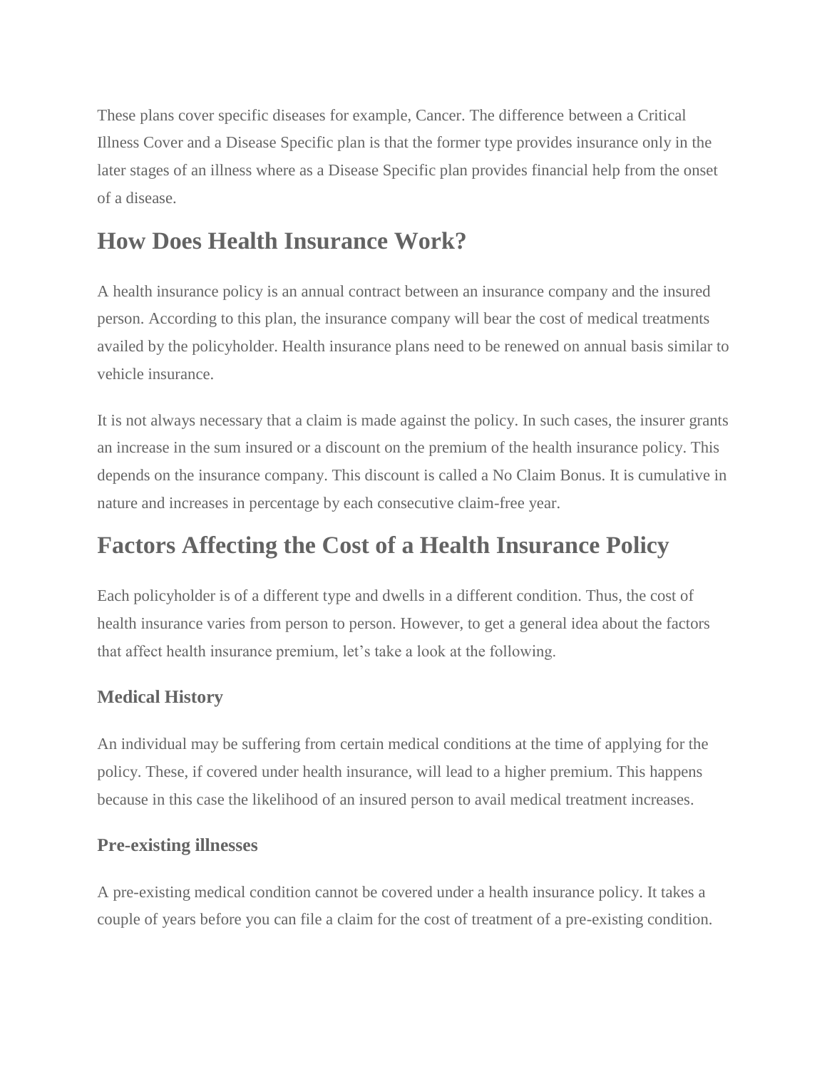These plans cover specific diseases for example, Cancer. The difference between a Critical Illness Cover and a Disease Specific plan is that the former type provides insurance only in the later stages of an illness where as a Disease Specific plan provides financial help from the onset of a disease.

## How Does Health Insurance Work?

A health insurance policy is an annual contract between an insurance company and the insured person. According to this plan, the insurance company will bear the cost of medical treatments availed by the policyholder. Health insurance plans need to be renewed on annual basis similar to vehicle insurance.

It is not always necessary that a claim is made against the policy. In such cases, the insurer grants an increase in the sum insured or a discount on the premium of the health insurance policy. This depends on the insurance company. This discount is called a No Claim Bonus. It is cumulative in nature and increases in percentage by each consecutive claim-free year.

## Factors Affecting the Cost of a Health Insurance Policy

Each policyholder is of a different type and dwells in a different condition. Thus, the cost of health insurance varies from person to person. However, to get a general idea about the factors that affect health insurance premium, let's take a look at the following.

### Medical History

An individual may be suffering from certain medical conditions at the time of applying for the policy. These, if covered under health insurance, will lead to a higher premium. This happens because in this case the likelihood of an insured person to avail medical treatment increases.

### Pre-existing illnesses

A pre-existing medical condition cannot be covered under a health insurance policy. It takes a couple of years before you can file a claim for the cost of treatment of a pre-existing condition.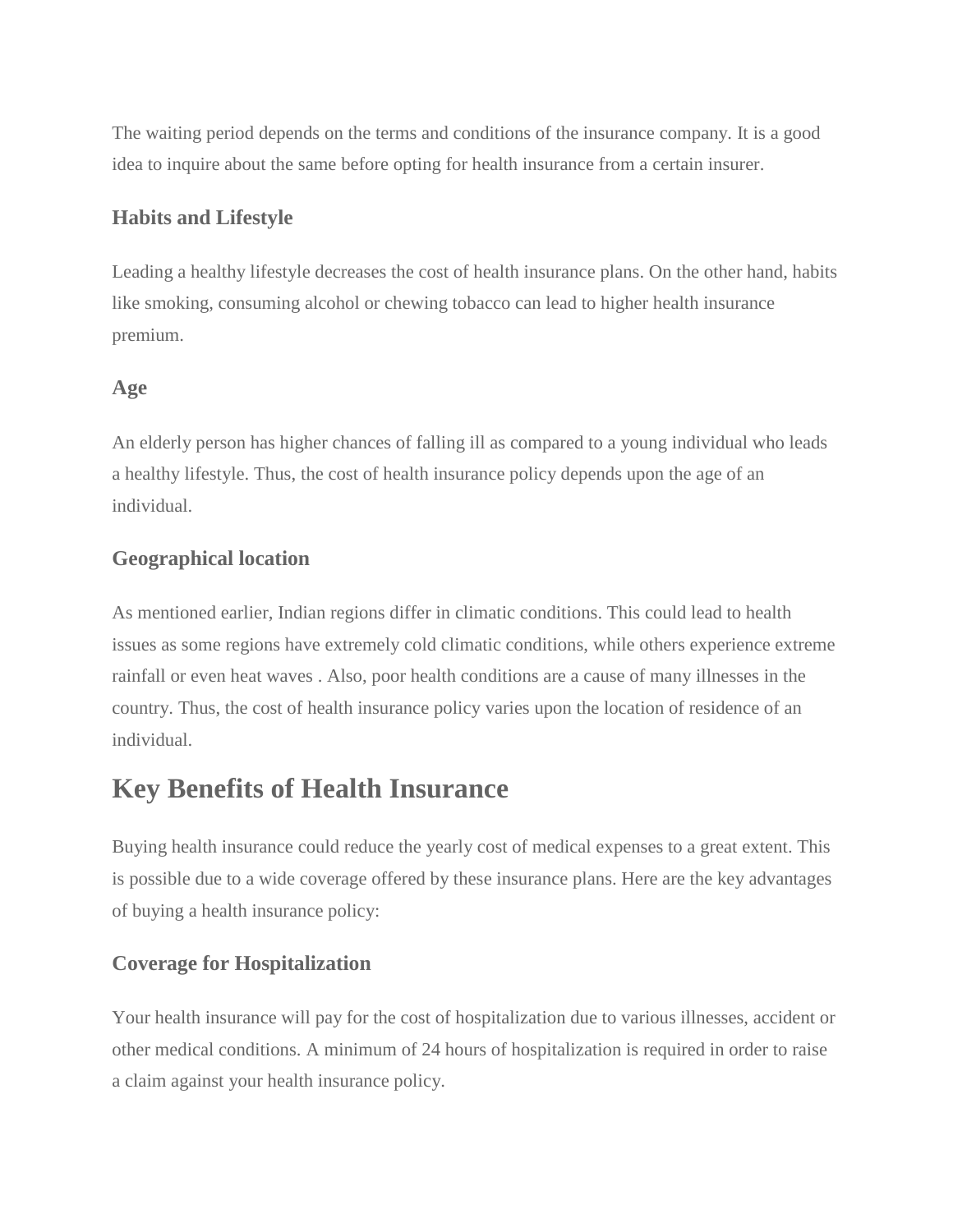The waiting period depends on the terms and conditions of the insurance company. It is a good idea to inquire about the same before opting for health insurance from a certain insurer.

### Habits and Lifestyle

Leading a healthy lifestyle decreases the cost of health insurance plans. On the other hand, habits like smoking, consuming alcohol or chewing tobacco can lead to higher health insurance premium.

### Age

An elderly person has higher chances of falling ill as compared to a young individual who leads a healthy lifestyle. Thus, the cost of health insurance policy depends upon the age of an individual.

### Geographical location

As mentioned earlier, Indian regions differ in climatic conditions. This could lead to health issues as some regions have extremely cold climatic conditions, while others experience extreme rainfall or even heat waves . Also, poor health conditions are a cause of many illnesses in the country. Thus, the cost of health insurance policy varies upon the location of residence of an individual.

## Key Benefits of Health Insurance

Buying health insurance could reduce the yearly cost of medical expenses to a great extent. This is possible due to a wide coverage offered by these insurance plans. Here are the key advantages of buying a health insurance policy:

### Coverage for Hospitalization

Your health insurance will pay for the cost of hospitalization due to various illnesses, accident or other medical conditions. A minimum of 24 hours of hospitalization is required in order to raise a claim against your health insurance policy.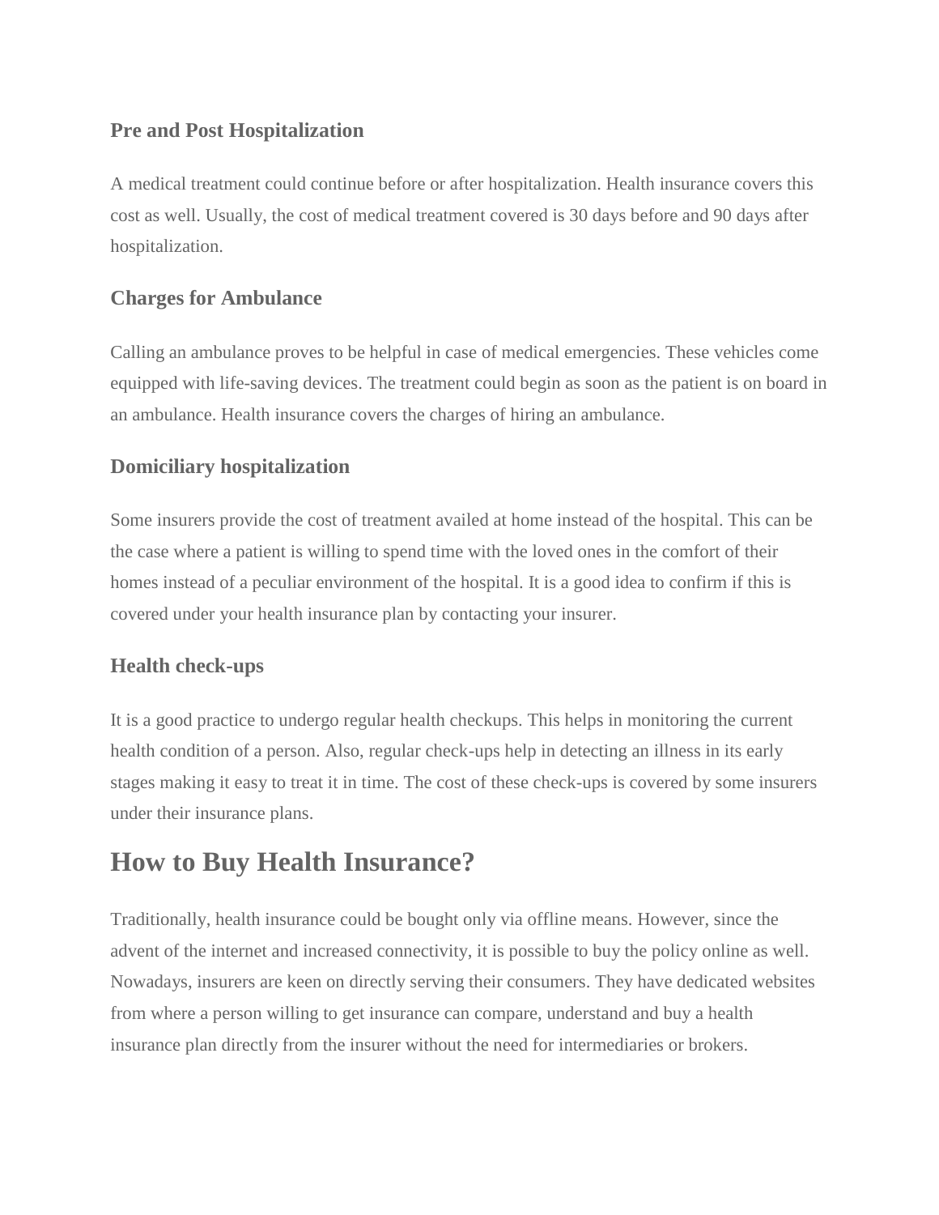### Pre and Post Hospitalization

A medical treatment could continue before or after hospitalization. Health insurance covers this cost as well. Usually, the cost of medical treatment covered is 30 days before and 90 days after hospitalization.

### Charges for Ambulance

Calling an ambulance proves to be helpful in case of medical emergencies. These vehicles come equipped with life-saving devices. The treatment could begin as soon as the patient is on board in an ambulance. Health insurance covers the charges of hiring an ambulance.

### Domiciliary hospitalization

Some insurers provide the cost of treatment availed at home instead of the hospital. This can be the case where a patient is willing to spend time with the loved ones in the comfort of their homes instead of a peculiar environment of the hospital. It is a good idea to confirm if this is covered under your health insurance plan by contacting your insurer.

### Health check-ups

It is a good practice to undergo regular health checkups. This helps in monitoring the current health condition of a person. Also, regular check-ups help in detecting an illness in its early stages making it easy to treat it in time. The cost of these check-ups is covered by some insurers under their insurance plans.

## How to Buy Health Insurance?

Traditionally, health insurance could be bought only via offline means. However, since the advent of the internet and increased connectivity, it is possible to buy the policy online as well. Nowadays, insurers are keen on directly serving their consumers. They have dedicated websites from where a person willing to get insurance can compare, understand and buy a health insurance plan directly from the insurer without the need for intermediaries or brokers.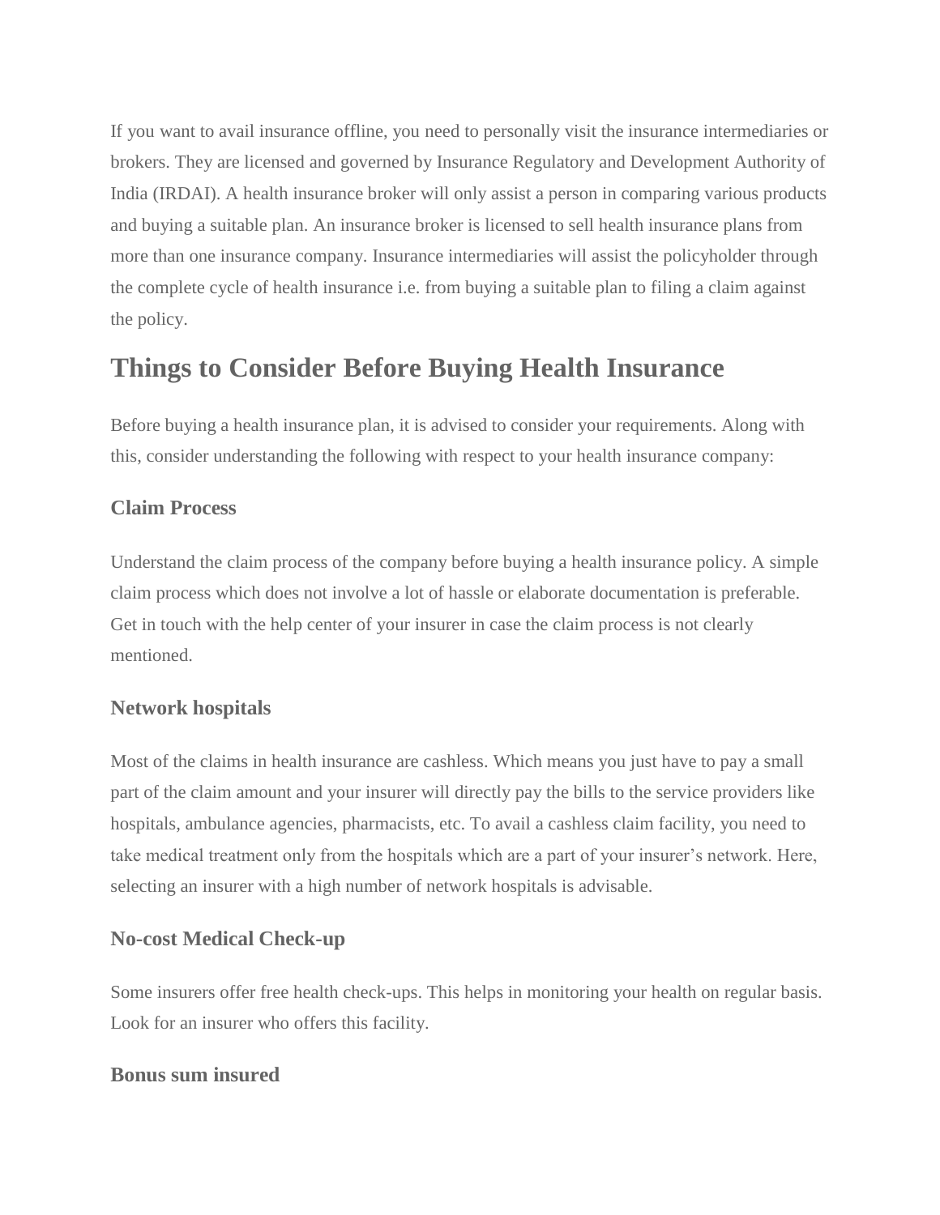If you want to avail insurance offline, you need to personally visit the insurance intermediaries or brokers. They are licensed and governed by Insurance Regulatory and Development Authority of India (IRDAI). A health insurance broker will only assist a person in comparing various products and buying a suitable plan. An insurance broker is licensed to sell health insurance plans from more than one insurance company. Insurance intermediaries will assist the policyholder through the complete cycle of health insurance i.e. from buying a suitable plan to filing a claim against the policy.

## Things to Consider Before Buying Health Insurance

Before buying a health insurance plan, it is advised to consider your requirements. Along with this, consider understanding the following with respect to your health insurance company:

### Claim Process

Understand the claim process of the company before buying a health insurance policy. A simple claim process which does not involve a lot of hassle or elaborate documentation is preferable. Get in touch with the help center of your insurer in case the claim process is not clearly mentioned.

### Network hospitals

Most of the claims in health insurance are cashless. Which means you just have to pay a small part of the claim amount and your insurer will directly pay the bills to the service providers like hospitals, ambulance agencies, pharmacists, etc. To avail a cashless claim facility, you need to take medical treatment only from the hospitals which are a part of your insurer's network. Here, selecting an insurer with a high number of network hospitals is advisable.

### No-cost Medical Check-up

Some insurers offer free health check-ups. This helps in monitoring your health on regular basis. Look for an insurer who offers this facility.

### Bonus sum insured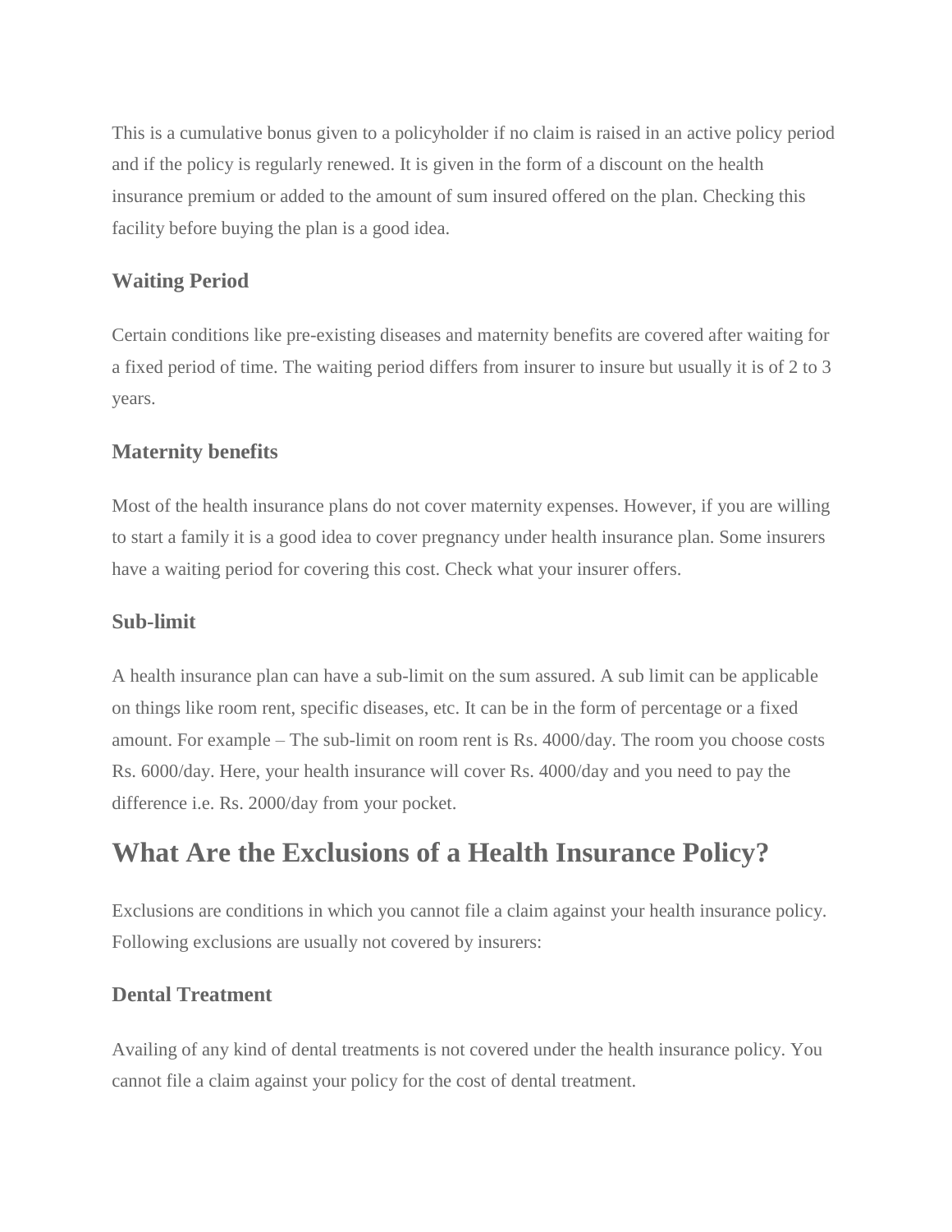This is a cumulative bonus given to a policyholder if no claim is raised in an active policy period and if the policy is regularly renewed. It is given in the form of a discount on the health insurance premium or added to the amount of sum insured offered on the plan. Checking this facility before buying the plan is a good idea.

### Waiting Period

Certain conditions like pre-existing diseases and maternity benefits are covered after waiting for a fixed period of time. The waiting period differs from insurer to insure but usually it is of 2 to 3 years.

### Maternity benefits

Most of the health insurance plans do not cover maternity expenses. However, if you are willing to start a family it is a good idea to cover pregnancy under health insurance plan. Some insurers have a waiting period for covering this cost. Check what your insurer offers.

### Sub-limit

A health insurance plan can have a sub-limit on the sum assured. A sub limit can be applicable on things like room rent, specific diseases, etc. It can be in the form of percentage or a fixed amount. For example – The sub-limit on room rent is Rs. 4000/day. The room you choose costs Rs. 6000/day. Here, your health insurance will cover Rs. 4000/day and you need to pay the difference i.e. Rs. 2000/day from your pocket.

## What Are the Exclusions of a Health Insurance Policy?

Exclusions are conditions in which you cannot file a claim against your health insurance policy. Following exclusions are usually not covered by insurers:

### Dental Treatment

Availing of any kind of dental treatments is not covered under the health insurance policy. You cannot file a claim against your policy for the cost of dental treatment.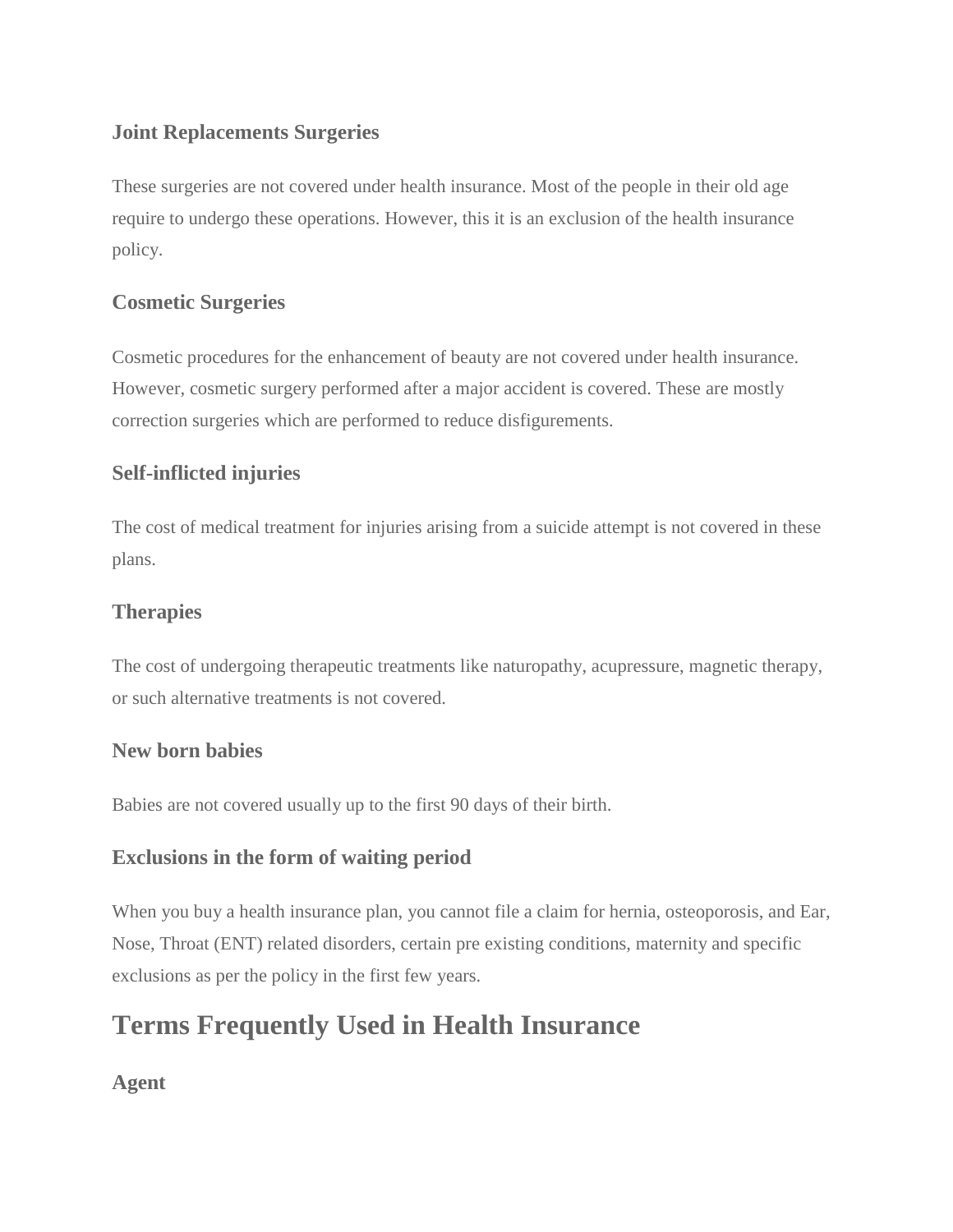### Joint Replacements Surgeries

These surgeries are not covered under health insurance. Most of the people in their old age require to undergo these operations. However, this it is an exclusion of the health insurance policy.

### Cosmetic Surgeries

Cosmetic procedures for the enhancement of beauty are not covered under health insurance. However, cosmetic surgery performed after a major accident is covered. These are mostly correction surgeries which are performed to reduce disfigurements.

### Self-inflicted injuries

The cost of medical treatment for injuries arising from a suicide attempt is not covered in these plans.

### Therapies

The cost of undergoing therapeutic treatments like naturopathy, acupressure, magnetic therapy, or such alternative treatments is not covered.

### New born babies

Babies are not covered usually up to the first 90 days of their birth.

### Exclusions in the form of waiting period

When you buy a health insurance plan, you cannot file a claim for hernia, osteoporosis, and Ear, Nose, Throat (ENT) related disorders, certain pre existing conditions, maternity and specific exclusions as per the policy in the first few years.

## Terms Frequently Used in Health Insurance

### Agent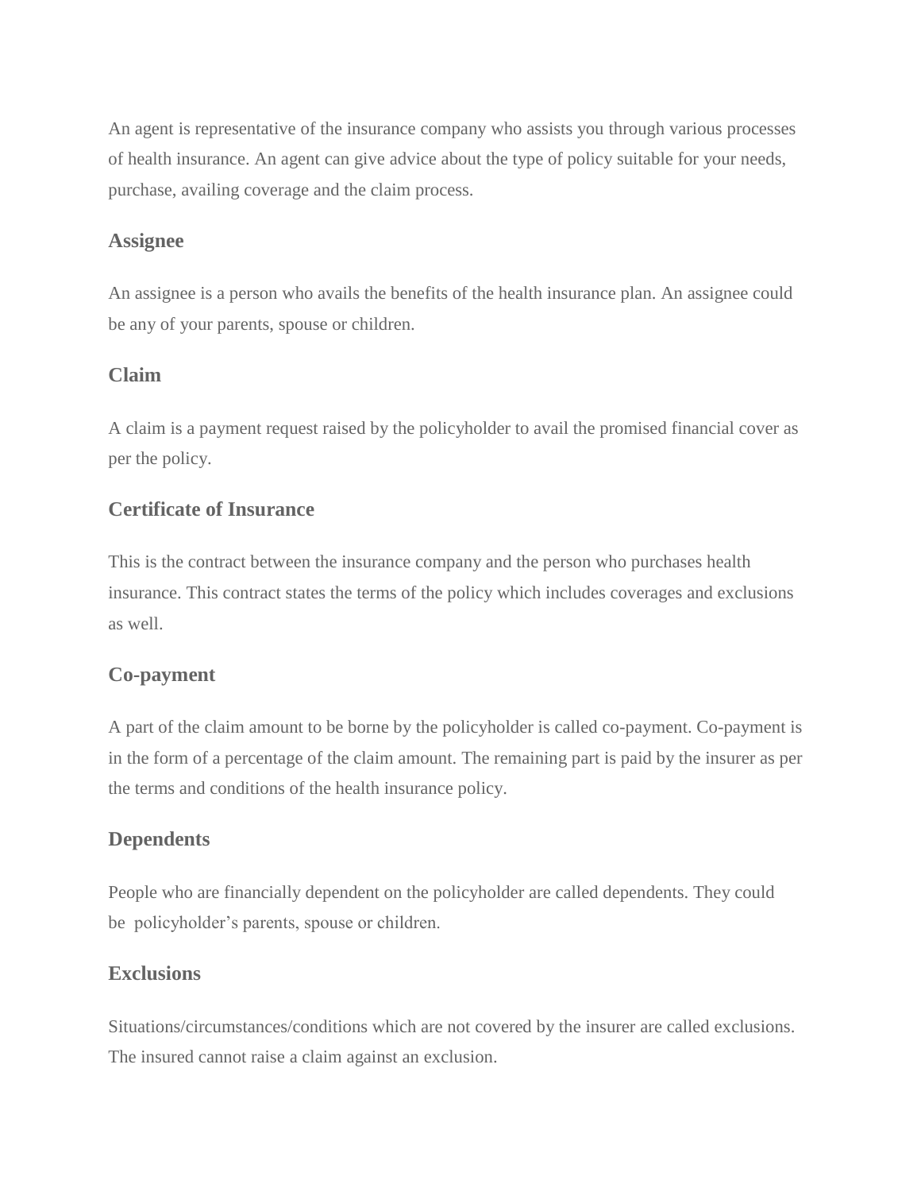An agent is representative of the insurance company who assists you through various processes of health insurance. An agent can give advice about the type of policy suitable for your needs, purchase, availing coverage and the claim process.

### Assignee

An assignee is a person who avails the benefits of the health insurance plan. An assignee could be any of your parents, spouse or children.

### Claim

A claim is a payment request raised by the policyholder to avail the promised financial cover as per the policy.

### Certificate of Insurance

This is the contract between the insurance company and the person who purchases health insurance. This contract states the terms of the policy which includes coverages and exclusions as well.

### Co-payment

A part of the claim amount to be borne by the policyholder is called co-payment. Co-payment is in the form of a percentage of the claim amount. The remaining part is paid by the insurer as per the terms and conditions of the health insurance policy.

### Dependents

People who are financially dependent on the policyholder are called dependents. They could be policyholder's parents, spouse or children.

### Exclusions

Situations/circumstances/conditions which are not covered by the insurer are called exclusions. The insured cannot raise a claim against an exclusion.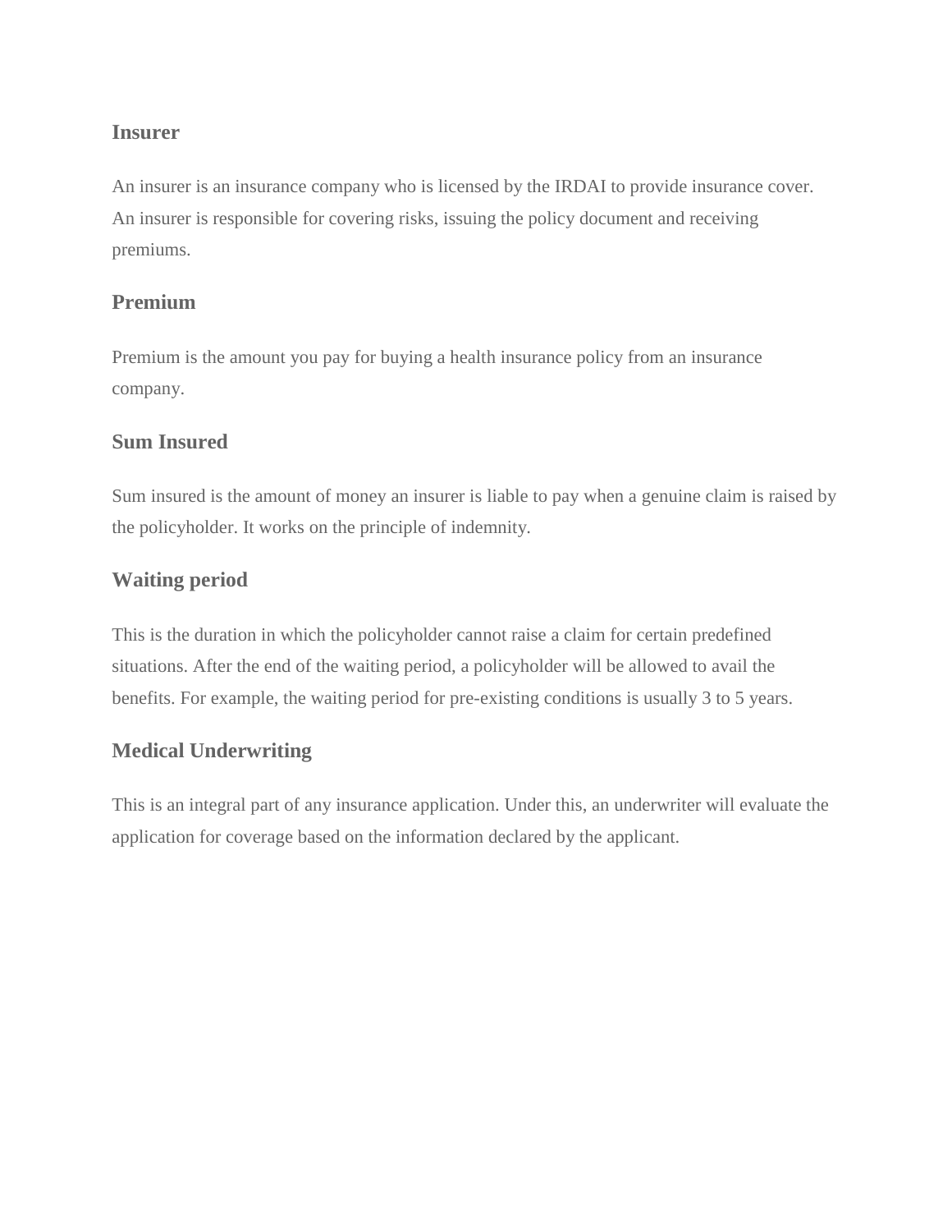### Insurer

An insurer is an insurance company who is licensed by the IRDAI to provide insurance cover. An insurer is responsible for covering risks, issuing the policy document and receiving premiums.

### Premium

Premium is the amount you pay for buying a health insurance policy from an insurance company.

### Sum Insured

Sum insured is the amount of money an insurer is liable to pay when a genuine claim is raised by the policyholder. It works on the principle of indemnity.

### Waiting period

This is the duration in which the policyholder cannot raise a claim for certain predefined situations. After the end of the waiting period, a policyholder will be allowed to avail the benefits. For example, the waiting period for pre-existing conditions is usually 3 to 5 years.

### Medical Underwriting

This is an integral part of any insurance application. Under this, an underwriter will evaluate the application for coverage based on the information declared by the applicant.